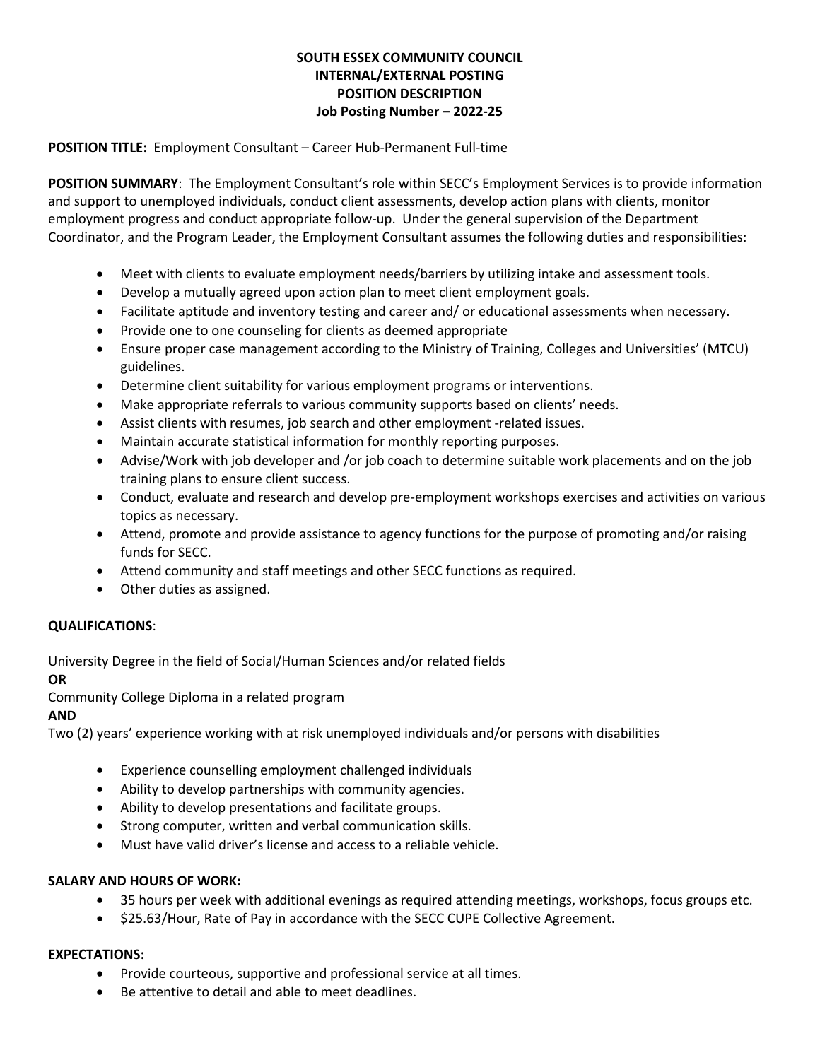**SOUTH ESSEX COMMUNITY COUNCIL**
**INTERNAL/EXTERNAL POSTING**
**POSITION DESCRIPTION**
**Job Posting Number – 2022-25**

**POSITION TITLE:** Employment Consultant – Career Hub-Permanent Full-time

**POSITION SUMMARY**: The Employment Consultant's role within SECC's Employment Services is to provide information and support to unemployed individuals, conduct client assessments, develop action plans with clients, monitor employment progress and conduct appropriate follow-up. Under the general supervision of the Department Coordinator, and the Program Leader, the Employment Consultant assumes the following duties and responsibilities:

- Meet with clients to evaluate employment needs/barriers by utilizing intake and assessment tools.
- Develop a mutually agreed upon action plan to meet client employment goals.
- Facilitate aptitude and inventory testing and career and/ or educational assessments when necessary.
- Provide one to one counseling for clients as deemed appropriate
- Ensure proper case management according to the Ministry of Training, Colleges and Universities' (MTCU) guidelines.
- Determine client suitability for various employment programs or interventions.
- Make appropriate referrals to various community supports based on clients' needs.
- Assist clients with resumes, job search and other employment -related issues.
- Maintain accurate statistical information for monthly reporting purposes.
- Advise/Work with job developer and /or job coach to determine suitable work placements and on the job training plans to ensure client success.
- Conduct, evaluate and research and develop pre-employment workshops exercises and activities on various topics as necessary.
- Attend, promote and provide assistance to agency functions for the purpose of promoting and/or raising funds for SECC.
- Attend community and staff meetings and other SECC functions as required.
- Other duties as assigned.

**QUALIFICATIONS**:

University Degree in the field of Social/Human Sciences and/or related fields
**OR**
Community College Diploma in a related program
**AND**
Two (2) years' experience working with at risk unemployed individuals and/or persons with disabilities

- Experience counselling employment challenged individuals
- Ability to develop partnerships with community agencies.
- Ability to develop presentations and facilitate groups.
- Strong computer, written and verbal communication skills.
- Must have valid driver's license and access to a reliable vehicle.

**SALARY AND HOURS OF WORK:**

- 35 hours per week with additional evenings as required attending meetings, workshops, focus groups etc.
- $25.63/Hour, Rate of Pay in accordance with the SECC CUPE Collective Agreement.

**EXPECTATIONS:**

- Provide courteous, supportive and professional service at all times.
- Be attentive to detail and able to meet deadlines.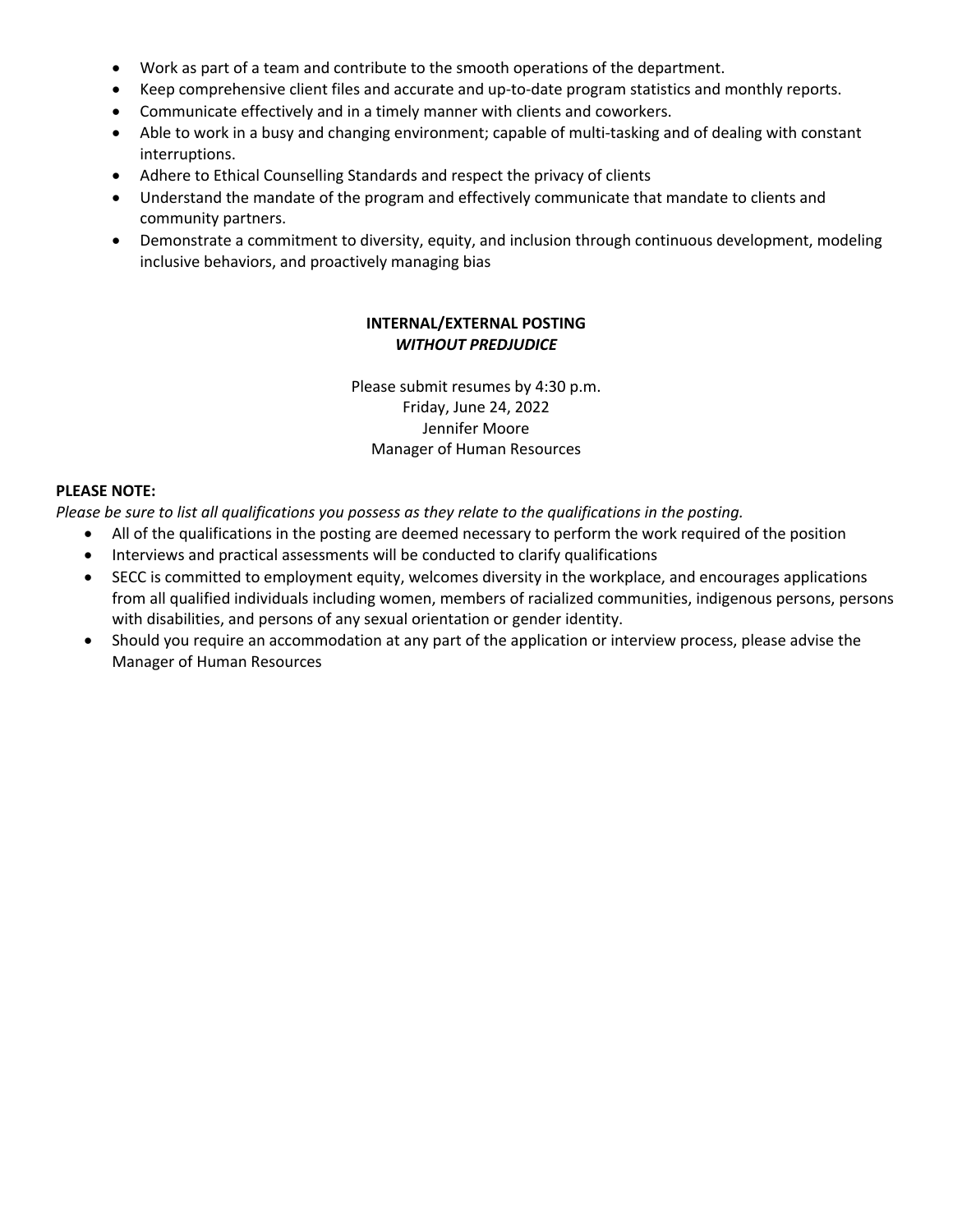- Work as part of a team and contribute to the smooth operations of the department.
- Keep comprehensive client files and accurate and up-to-date program statistics and monthly reports.
- Communicate effectively and in a timely manner with clients and coworkers.
- Able to work in a busy and changing environment; capable of multi-tasking and of dealing with constant interruptions.
- Adhere to Ethical Counselling Standards and respect the privacy of clients
- Understand the mandate of the program and effectively communicate that mandate to clients and community partners.
- Demonstrate a commitment to diversity, equity, and inclusion through continuous development, modeling inclusive behaviors, and proactively managing bias

**INTERNAL/EXTERNAL POSTING**
***WITHOUT PREDJUDICE***

Please submit resumes by 4:30 p.m.
Friday, June 24, 2022
Jennifer Moore
Manager of Human Resources

**PLEASE NOTE:**
*Please be sure to list all qualifications you possess as they relate to the qualifications in the posting.*

- All of the qualifications in the posting are deemed necessary to perform the work required of the position
- Interviews and practical assessments will be conducted to clarify qualifications
- SECC is committed to employment equity, welcomes diversity in the workplace, and encourages applications from all qualified individuals including women, members of racialized communities, indigenous persons, persons with disabilities, and persons of any sexual orientation or gender identity.
- Should you require an accommodation at any part of the application or interview process, please advise the Manager of Human Resources